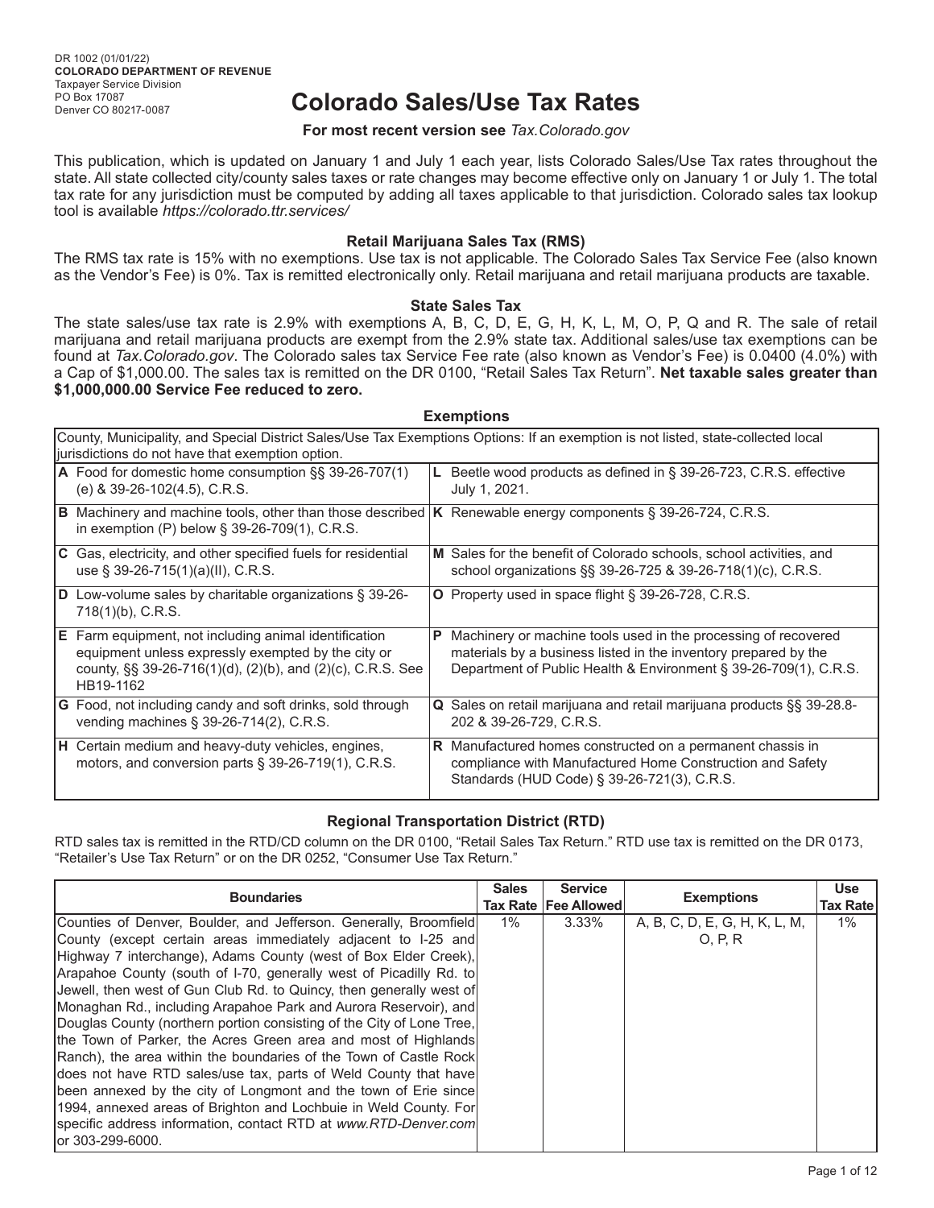DR 1002 (01/01/22)
**COLORADO DEPARTMENT OF REVENUE**
Taxpayer Service Division
PO Box 17087
Denver CO 80217-0087

# Colorado Sales/Use Tax Rates

**For most recent version see** *Tax.Colorado.gov*

This publication, which is updated on January 1 and July 1 each year, lists Colorado Sales/Use Tax rates throughout the state. All state collected city/county sales taxes or rate changes may become effective only on January 1 or July 1. The total tax rate for any jurisdiction must be computed by adding all taxes applicable to that jurisdiction. Colorado sales tax lookup tool is available *https://colorado.ttr.services/*

### Retail Marijuana Sales Tax (RMS)

The RMS tax rate is 15% with no exemptions. Use tax is not applicable. The Colorado Sales Tax Service Fee (also known as the Vendor's Fee) is 0%. Tax is remitted electronically only. Retail marijuana and retail marijuana products are taxable.

### State Sales Tax

The state sales/use tax rate is 2.9% with exemptions A, B, C, D, E, G, H, K, L, M, O, P, Q and R. The sale of retail marijuana and retail marijuana products are exempt from the 2.9% state tax. Additional sales/use tax exemptions can be found at *Tax.Colorado.gov*. The Colorado sales tax Service Fee rate (also known as Vendor's Fee) is 0.0400 (4.0%) with a Cap of $1,000.00. The sales tax is remitted on the DR 0100, "Retail Sales Tax Return". **Net taxable sales greater than $1,000,000.00 Service Fee reduced to zero.**

### Exemptions

County, Municipality, and Special District Sales/Use Tax Exemptions Options: If an exemption is not listed, state-collected local jurisdictions do not have that exemption option.

| | |
|---|---|
| **A** Food for domestic home consumption §§ 39-26-707(1)(e) & 39-26-102(4.5), C.R.S. | **L** Beetle wood products as defined in § 39-26-723, C.R.S. effective July 1, 2021. |
| **B** Machinery and machine tools, other than those described in exemption (P) below § 39-26-709(1), C.R.S. | **K** Renewable energy components § 39-26-724, C.R.S. |
| **C** Gas, electricity, and other specified fuels for residential use § 39-26-715(1)(a)(II), C.R.S. | **M** Sales for the benefit of Colorado schools, school activities, and school organizations §§ 39-26-725 & 39-26-718(1)(c), C.R.S. |
| **D** Low-volume sales by charitable organizations § 39-26-718(1)(b), C.R.S. | **O** Property used in space flight § 39-26-728, C.R.S. |
| **E** Farm equipment, not including animal identification equipment unless expressly exempted by the city or county, §§ 39-26-716(1)(d), (2)(b), and (2)(c), C.R.S. See HB19-1162 | **P** Machinery or machine tools used in the processing of recovered materials by a business listed in the inventory prepared by the Department of Public Health & Environment § 39-26-709(1), C.R.S. |
| **G** Food, not including candy and soft drinks, sold through vending machines § 39-26-714(2), C.R.S. | **Q** Sales on retail marijuana and retail marijuana products §§ 39-28.8-202 & 39-26-729, C.R.S. |
| **H** Certain medium and heavy-duty vehicles, engines, motors, and conversion parts § 39-26-719(1), C.R.S. | **R** Manufactured homes constructed on a permanent chassis in compliance with Manufactured Home Construction and Safety Standards (HUD Code) § 39-26-721(3), C.R.S. |

### Regional Transportation District (RTD)

RTD sales tax is remitted in the RTD/CD column on the DR 0100, "Retail Sales Tax Return." RTD use tax is remitted on the DR 0173, "Retailer's Use Tax Return" or on the DR 0252, "Consumer Use Tax Return."

| Boundaries | Sales Tax Rate | Service Fee Allowed | Exemptions | Use Tax Rate |
|---|---|---|---|---|
| Counties of Denver, Boulder, and Jefferson. Generally, Broomfield County (except certain areas immediately adjacent to I-25 and Highway 7 interchange), Adams County (west of Box Elder Creek), Arapahoe County (south of I-70, generally west of Picadilly Rd. to Jewell, then west of Gun Club Rd. to Quincy, then generally west of Monaghan Rd., including Arapahoe Park and Aurora Reservoir), and Douglas County (northern portion consisting of the City of Lone Tree, the Town of Parker, the Acres Green area and most of Highlands Ranch), the area within the boundaries of the Town of Castle Rock does not have RTD sales/use tax, parts of Weld County that have been annexed by the city of Longmont and the town of Erie since 1994, annexed areas of Brighton and Lochbuie in Weld County. For specific address information, contact RTD at *www.RTD-Denver.com* or 303-299-6000. | 1% | 3.33% | A, B, C, D, E, G, H, K, L, M, O, P, R | 1% |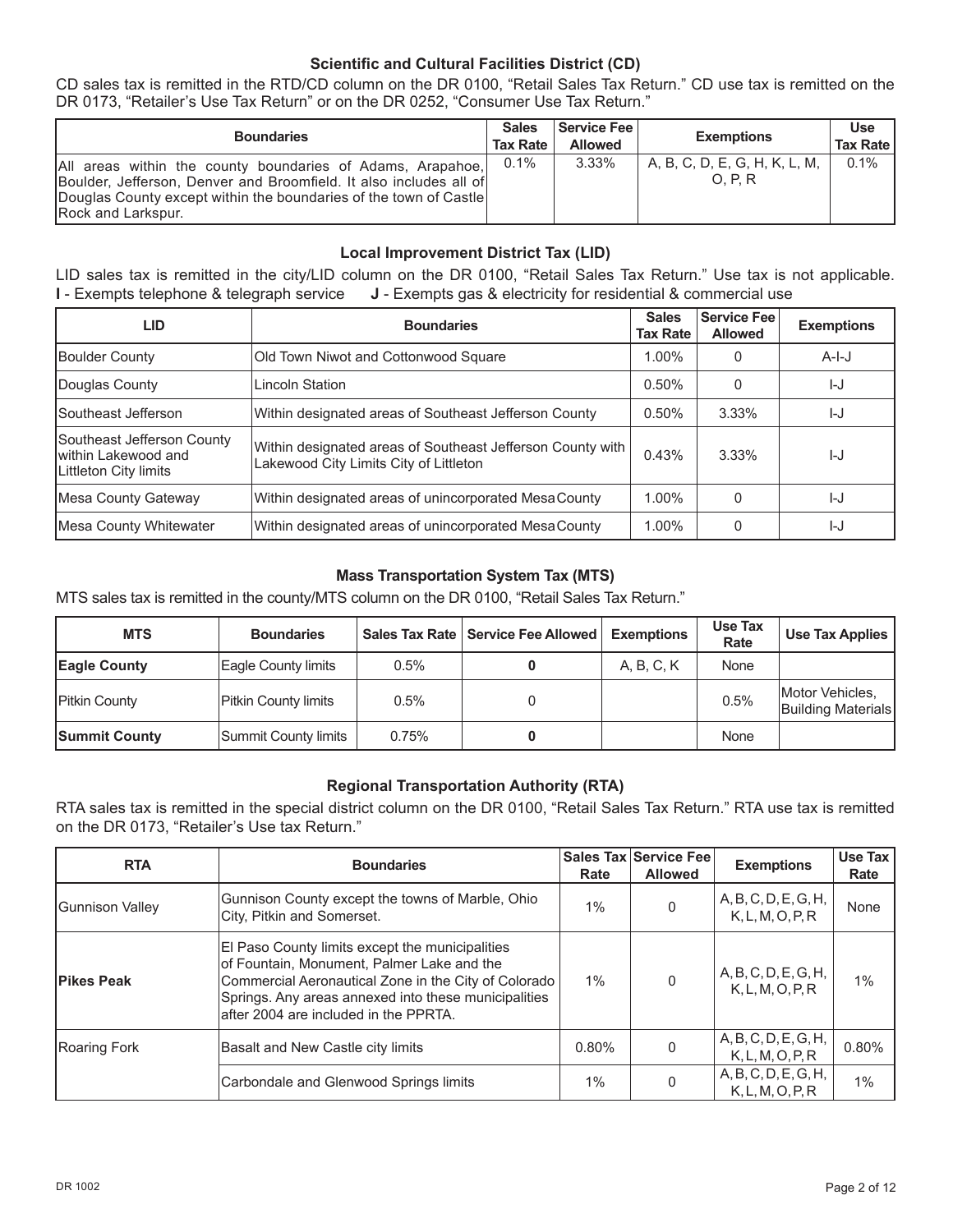### Scientific and Cultural Facilities District (CD)

CD sales tax is remitted in the RTD/CD column on the DR 0100, "Retail Sales Tax Return." CD use tax is remitted on the DR 0173, "Retailer's Use Tax Return" or on the DR 0252, "Consumer Use Tax Return."

| Boundaries | Sales Tax Rate | Service Fee Allowed | Exemptions | Use Tax Rate |
|---|---|---|---|---|
| All areas within the county boundaries of Adams, Arapahoe, Boulder, Jefferson, Denver and Broomfield. It also includes all of Douglas County except within the boundaries of the town of Castle Rock and Larkspur. | 0.1% | 3.33% | A, B, C, D, E, G, H, K, L, M, O, P, R | 0.1% |

### Local Improvement District Tax (LID)

LID sales tax is remitted in the city/LID column on the DR 0100, "Retail Sales Tax Return." Use tax is not applicable.
**I** - Exempts telephone & telegraph service **J** - Exempts gas & electricity for residential & commercial use

| LID | Boundaries | Sales Tax Rate | Service Fee Allowed | Exemptions |
|---|---|---|---|---|
| Boulder County | Old Town Niwot and Cottonwood Square | 1.00% | 0 | A-I-J |
| Douglas County | Lincoln Station | 0.50% | 0 | I-J |
| Southeast Jefferson | Within designated areas of Southeast Jefferson County | 0.50% | 3.33% | I-J |
| Southeast Jefferson County within Lakewood and Littleton City limits | Within designated areas of Southeast Jefferson County with Lakewood City Limits City of Littleton | 0.43% | 3.33% | I-J |
| Mesa County Gateway | Within designated areas of unincorporated Mesa County | 1.00% | 0 | I-J |
| Mesa County Whitewater | Within designated areas of unincorporated Mesa County | 1.00% | 0 | I-J |

### Mass Transportation System Tax (MTS)

MTS sales tax is remitted in the county/MTS column on the DR 0100, "Retail Sales Tax Return."

| MTS | Boundaries | Sales Tax Rate | Service Fee Allowed | Exemptions | Use Tax Rate | Use Tax Applies |
|---|---|---|---|---|---|---|
| **Eagle County** | Eagle County limits | 0.5% | **0** | A, B, C, K | None | |
| Pitkin County | Pitkin County limits | 0.5% | 0 | | 0.5% | Motor Vehicles, Building Materials |
| **Summit County** | Summit County limits | 0.75% | **0** | | None | |

### Regional Transportation Authority (RTA)

RTA sales tax is remitted in the special district column on the DR 0100, "Retail Sales Tax Return." RTA use tax is remitted on the DR 0173, "Retailer's Use tax Return."

| RTA | Boundaries | Sales Tax Rate | Service Fee Allowed | Exemptions | Use Tax Rate |
|---|---|---|---|---|---|
| Gunnison Valley | Gunnison County except the towns of Marble, Ohio City, Pitkin and Somerset. | 1% | 0 | A, B, C, D, E, G, H, K, L, M, O, P, R | None |
| **Pikes Peak** | El Paso County limits except the municipalities of Fountain, Monument, Palmer Lake and the Commercial Aeronautical Zone in the City of Colorado Springs. Any areas annexed into these municipalities after 2004 are included in the PPRTA. | 1% | 0 | A, B, C, D, E, G, H, K, L, M, O, P, R | 1% |
| Roaring Fork | Basalt and New Castle city limits | 0.80% | 0 | A, B, C, D, E, G, H, K, L, M, O, P, R | 0.80% |
| | Carbondale and Glenwood Springs limits | 1% | 0 | A, B, C, D, E, G, H, K, L, M, O, P, R | 1% |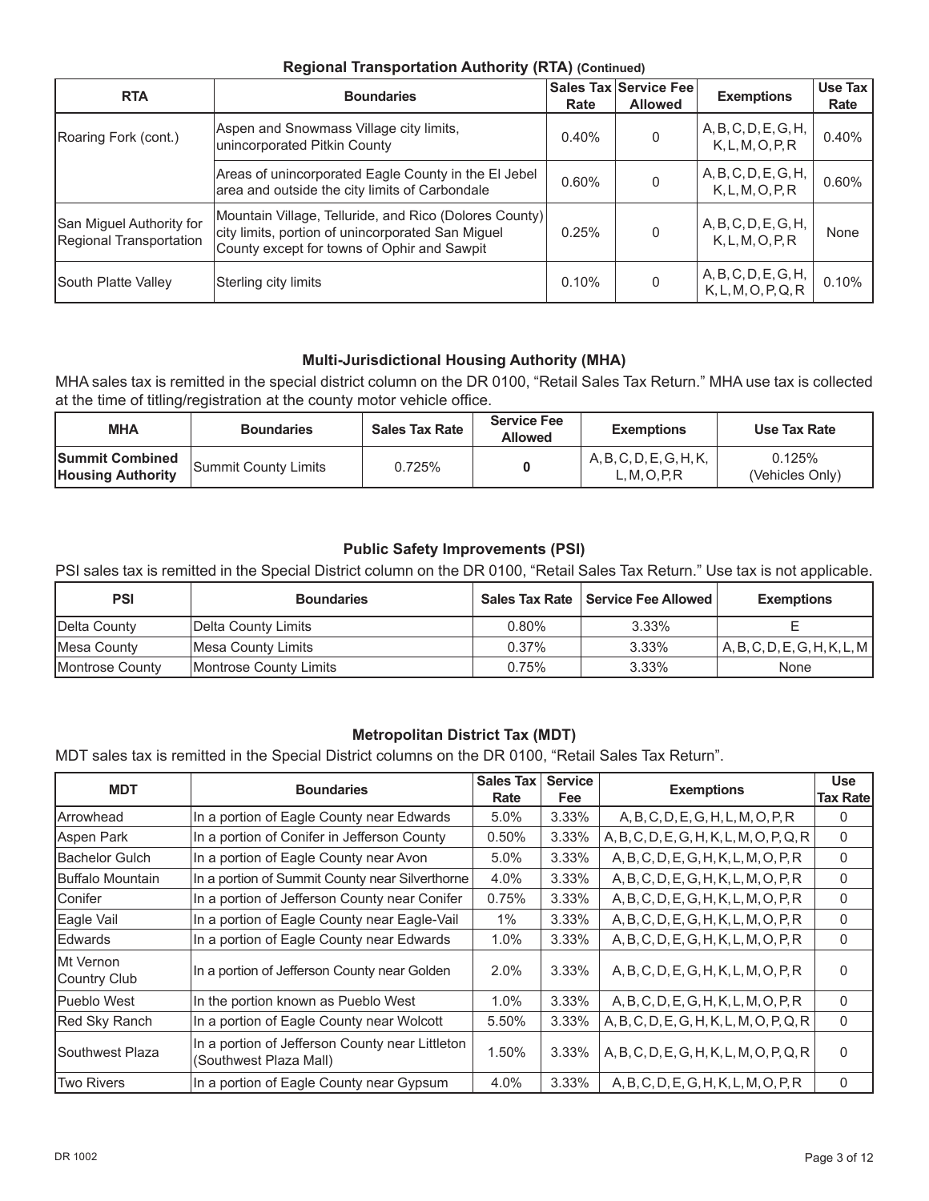### Regional Transportation Authority (RTA) (Continued)

| RTA | Boundaries | Sales Tax Rate | Service Fee Allowed | Exemptions | Use Tax Rate |
|---|---|---|---|---|---|
| Roaring Fork (cont.) | Aspen and Snowmass Village city limits, unincorporated Pitkin County | 0.40% | 0 | A, B, C, D, E, G, H, K, L, M, O, P, R | 0.40% |
| | Areas of unincorporated Eagle County in the El Jebel area and outside the city limits of Carbondale | 0.60% | 0 | A, B, C, D, E, G, H, K, L, M, O, P, R | 0.60% |
| San Miguel Authority for Regional Transportation | Mountain Village, Telluride, and Rico (Dolores County) city limits, portion of unincorporated San Miguel County except for towns of Ophir and Sawpit | 0.25% | 0 | A, B, C, D, E, G, H, K, L, M, O, P, R | None |
| South Platte Valley | Sterling city limits | 0.10% | 0 | A, B, C, D, E, G, H, K, L, M, O, P, Q, R | 0.10% |

### Multi-Jurisdictional Housing Authority (MHA)

MHA sales tax is remitted in the special district column on the DR 0100, "Retail Sales Tax Return." MHA use tax is collected at the time of titling/registration at the county motor vehicle office.

| MHA | Boundaries | Sales Tax Rate | Service Fee Allowed | Exemptions | Use Tax Rate |
|---|---|---|---|---|---|
| **Summit Combined Housing Authority** | Summit County Limits | 0.725% | **0** | A, B, C, D, E, G, H, K, L, M, O, P, R | 0.125% (Vehicles Only) |

### Public Safety Improvements (PSI)

PSI sales tax is remitted in the Special District column on the DR 0100, "Retail Sales Tax Return." Use tax is not applicable.

| PSI | Boundaries | Sales Tax Rate | Service Fee Allowed | Exemptions |
|---|---|---|---|---|
| Delta County | Delta County Limits | 0.80% | 3.33% | E |
| Mesa County | Mesa County Limits | 0.37% | 3.33% | A, B, C, D, E, G, H, K, L, M |
| Montrose County | Montrose County Limits | 0.75% | 3.33% | None |

### Metropolitan District Tax (MDT)

MDT sales tax is remitted in the Special District columns on the DR 0100, "Retail Sales Tax Return".

| MDT | Boundaries | Sales Tax Rate | Service Fee | Exemptions | Use Tax Rate |
|---|---|---|---|---|---|
| Arrowhead | In a portion of Eagle County near Edwards | 5.0% | 3.33% | A, B, C, D, E, G, H, L, M, O, P, R | 0 |
| Aspen Park | In a portion of Conifer in Jefferson County | 0.50% | 3.33% | A, B, C, D, E, G, H, K, L, M, O, P, Q, R | 0 |
| Bachelor Gulch | In a portion of Eagle County near Avon | 5.0% | 3.33% | A, B, C, D, E, G, H, K, L, M, O, P, R | 0 |
| Buffalo Mountain | In a portion of Summit County near Silverthorne | 4.0% | 3.33% | A, B, C, D, E, G, H, K, L, M, O, P, R | 0 |
| Conifer | In a portion of Jefferson County near Conifer | 0.75% | 3.33% | A, B, C, D, E, G, H, K, L, M, O, P, R | 0 |
| Eagle Vail | In a portion of Eagle County near Eagle-Vail | 1% | 3.33% | A, B, C, D, E, G, H, K, L, M, O, P, R | 0 |
| Edwards | In a portion of Eagle County near Edwards | 1.0% | 3.33% | A, B, C, D, E, G, H, K, L, M, O, P, R | 0 |
| Mt Vernon Country Club | In a portion of Jefferson County near Golden | 2.0% | 3.33% | A, B, C, D, E, G, H, K, L, M, O, P, R | 0 |
| Pueblo West | In the portion known as Pueblo West | 1.0% | 3.33% | A, B, C, D, E, G, H, K, L, M, O, P, R | 0 |
| Red Sky Ranch | In a portion of Eagle County near Wolcott | 5.50% | 3.33% | A, B, C, D, E, G, H, K, L, M, O, P, Q, R | 0 |
| Southwest Plaza | In a portion of Jefferson County near Littleton (Southwest Plaza Mall) | 1.50% | 3.33% | A, B, C, D, E, G, H, K, L, M, O, P, Q, R | 0 |
| Two Rivers | In a portion of Eagle County near Gypsum | 4.0% | 3.33% | A, B, C, D, E, G, H, K, L, M, O, P, R | 0 |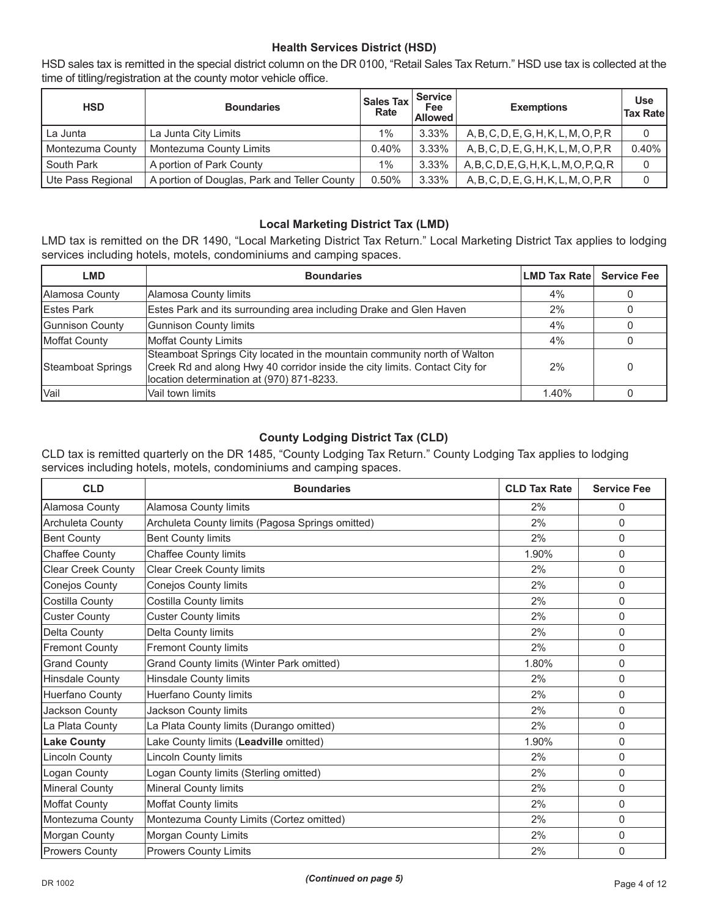### Health Services District (HSD)

HSD sales tax is remitted in the special district column on the DR 0100, "Retail Sales Tax Return." HSD use tax is collected at the time of titling/registration at the county motor vehicle office.

| HSD | Boundaries | Sales Tax Rate | Service Fee Allowed | Exemptions | Use Tax Rate |
|---|---|---|---|---|---|
| La Junta | La Junta City Limits | 1% | 3.33% | A, B, C, D, E, G, H, K, L, M, O, P, R | 0 |
| Montezuma County | Montezuma County Limits | 0.40% | 3.33% | A, B, C, D, E, G, H, K, L, M, O, P, R | 0.40% |
| South Park | A portion of Park County | 1% | 3.33% | A, B, C, D, E, G, H, K, L, M, O, P, Q, R | 0 |
| Ute Pass Regional | A portion of Douglas, Park and Teller County | 0.50% | 3.33% | A, B, C, D, E, G, H, K, L, M, O, P, R | 0 |

### Local Marketing District Tax (LMD)

LMD tax is remitted on the DR 1490, "Local Marketing District Tax Return." Local Marketing District Tax applies to lodging services including hotels, motels, condominiums and camping spaces.

| LMD | Boundaries | LMD Tax Rate | Service Fee |
|---|---|---|---|
| Alamosa County | Alamosa County limits | 4% | 0 |
| Estes Park | Estes Park and its surrounding area including Drake and Glen Haven | 2% | 0 |
| Gunnison County | Gunnison County limits | 4% | 0 |
| Moffat County | Moffat County Limits | 4% | 0 |
| Steamboat Springs | Steamboat Springs City located in the mountain community north of Walton Creek Rd and along Hwy 40 corridor inside the city limits. Contact City for location determination at (970) 871-8233. | 2% | 0 |
| Vail | Vail town limits | 1.40% | 0 |

### County Lodging District Tax (CLD)

CLD tax is remitted quarterly on the DR 1485, "County Lodging Tax Return." County Lodging Tax applies to lodging services including hotels, motels, condominiums and camping spaces.

| CLD | Boundaries | CLD Tax Rate | Service Fee |
|---|---|---|---|
| Alamosa County | Alamosa County limits | 2% | 0 |
| Archuleta County | Archuleta County limits (Pagosa Springs omitted) | 2% | 0 |
| Bent County | Bent County limits | 2% | 0 |
| Chaffee County | Chaffee County limits | 1.90% | 0 |
| Clear Creek County | Clear Creek County limits | 2% | 0 |
| Conejos County | Conejos County limits | 2% | 0 |
| Costilla County | Costilla County limits | 2% | 0 |
| Custer County | Custer County limits | 2% | 0 |
| Delta County | Delta County limits | 2% | 0 |
| Fremont County | Fremont County limits | 2% | 0 |
| Grand County | Grand County limits (Winter Park omitted) | 1.80% | 0 |
| Hinsdale County | Hinsdale County limits | 2% | 0 |
| Huerfano County | Huerfano County limits | 2% | 0 |
| Jackson County | Jackson County limits | 2% | 0 |
| La Plata County | La Plata County limits (Durango omitted) | 2% | 0 |
| **Lake County** | Lake County limits (**Leadville** omitted) | 1.90% | 0 |
| Lincoln County | Lincoln County limits | 2% | 0 |
| Logan County | Logan County limits (Sterling omitted) | 2% | 0 |
| Mineral County | Mineral County limits | 2% | 0 |
| Moffat County | Moffat County limits | 2% | 0 |
| Montezuma County | Montezuma County Limits (Cortez omitted) | 2% | 0 |
| Morgan County | Morgan County Limits | 2% | 0 |
| Prowers County | Prowers County Limits | 2% | 0 |

*(Continued on page 5)*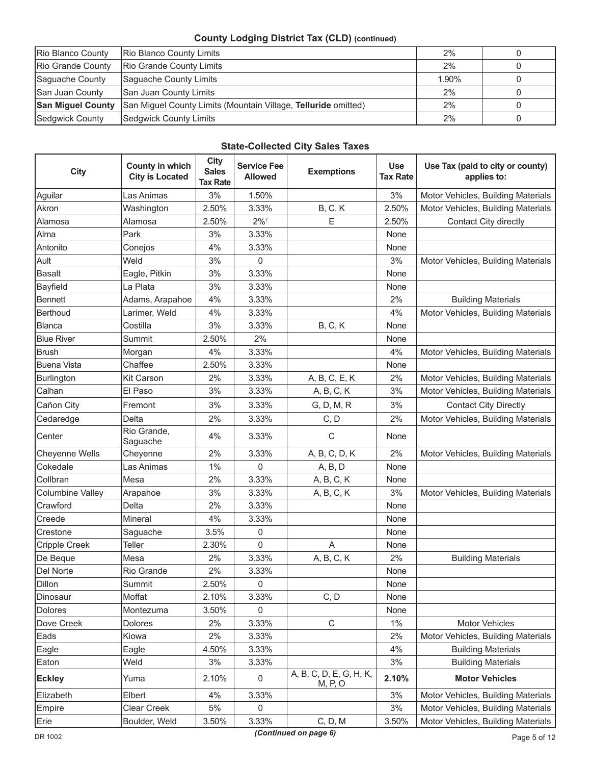**County Lodging District Tax (CLD) (continued)**

| | | | |
|---|---|---|---|
| Rio Blanco County | Rio Blanco County Limits | 2% | 0 |
| Rio Grande County | Rio Grande County Limits | 2% | 0 |
| Saguache County | Saguache County Limits | 1.90% | 0 |
| San Juan County | San Juan County Limits | 2% | 0 |
| **San Miguel County** | San Miguel County Limits (Mountain Village, **Telluride** omitted) | 2% | 0 |
| Sedgwick County | Sedgwick County Limits | 2% | 0 |

**State-Collected City Sales Taxes**

| City | County in which City is Located | City Sales Tax Rate | Service Fee Allowed | Exemptions | Use Tax Rate | Use Tax (paid to city or county) applies to: |
|---|---|---|---|---|---|---|
| Aguilar | Las Animas | 3% | 1.50% | | 3% | Motor Vehicles, Building Materials |
| Akron | Washington | 2.50% | 3.33% | B, C, K | 2.50% | Motor Vehicles, Building Materials |
| Alamosa | Alamosa | 2.50% | 2%[7] | E | 2.50% | Contact City directly |
| Alma | Park | 3% | 3.33% | | None | |
| Antonito | Conejos | 4% | 3.33% | | None | |
| Ault | Weld | 3% | 0 | | 3% | Motor Vehicles, Building Materials |
| Basalt | Eagle, Pitkin | 3% | 3.33% | | None | |
| Bayfield | La Plata | 3% | 3.33% | | None | |
| Bennett | Adams, Arapahoe | 4% | 3.33% | | 2% | Building Materials |
| Berthoud | Larimer, Weld | 4% | 3.33% | | 4% | Motor Vehicles, Building Materials |
| Blanca | Costilla | 3% | 3.33% | B, C, K | None | |
| Blue River | Summit | 2.50% | 2% | | None | |
| Brush | Morgan | 4% | 3.33% | | 4% | Motor Vehicles, Building Materials |
| Buena Vista | Chaffee | 2.50% | 3.33% | | None | |
| Burlington | Kit Carson | 2% | 3.33% | A, B, C, E, K | 2% | Motor Vehicles, Building Materials |
| Calhan | El Paso | 3% | 3.33% | A, B, C, K | 3% | Motor Vehicles, Building Materials |
| Cañon City | Fremont | 3% | 3.33% | G, D, M, R | 3% | Contact City Directly |
| Cedaredge | Delta | 2% | 3.33% | C, D | 2% | Motor Vehicles, Building Materials |
| Center | Rio Grande, Saguache | 4% | 3.33% | C | None | |
| Cheyenne Wells | Cheyenne | 2% | 3.33% | A, B, C, D, K | 2% | Motor Vehicles, Building Materials |
| Cokedale | Las Animas | 1% | 0 | A, B, D | None | |
| Collbran | Mesa | 2% | 3.33% | A, B, C, K | None | |
| Columbine Valley | Arapahoe | 3% | 3.33% | A, B, C, K | 3% | Motor Vehicles, Building Materials |
| Crawford | Delta | 2% | 3.33% | | None | |
| Creede | Mineral | 4% | 3.33% | | None | |
| Crestone | Saguache | 3.5% | 0 | | None | |
| Cripple Creek | Teller | 2.30% | 0 | A | None | |
| De Beque | Mesa | 2% | 3.33% | A, B, C, K | 2% | Building Materials |
| Del Norte | Rio Grande | 2% | 3.33% | | None | |
| Dillon | Summit | 2.50% | 0 | | None | |
| Dinosaur | Moffat | 2.10% | 3.33% | C, D | None | |
| Dolores | Montezuma | 3.50% | 0 | | None | |
| Dove Creek | Dolores | 2% | 3.33% | C | 1% | Motor Vehicles |
| Eads | Kiowa | 2% | 3.33% | | 2% | Motor Vehicles, Building Materials |
| Eagle | Eagle | 4.50% | 3.33% | | 4% | Building Materials |
| Eaton | Weld | 3% | 3.33% | | 3% | Building Materials |
| **Eckley** | Yuma | 2.10% | 0 | A, B, C, D, E, G, H, K, M, P, O | **2.10%** | **Motor Vehicles** |
| Elizabeth | Elbert | 4% | 3.33% | | 3% | Motor Vehicles, Building Materials |
| Empire | Clear Creek | 5% | 0 | | 3% | Motor Vehicles, Building Materials |
| Erie | Boulder, Weld | 3.50% | 3.33% | C, D, M | 3.50% | Motor Vehicles, Building Materials |

*(Continued on page 6)*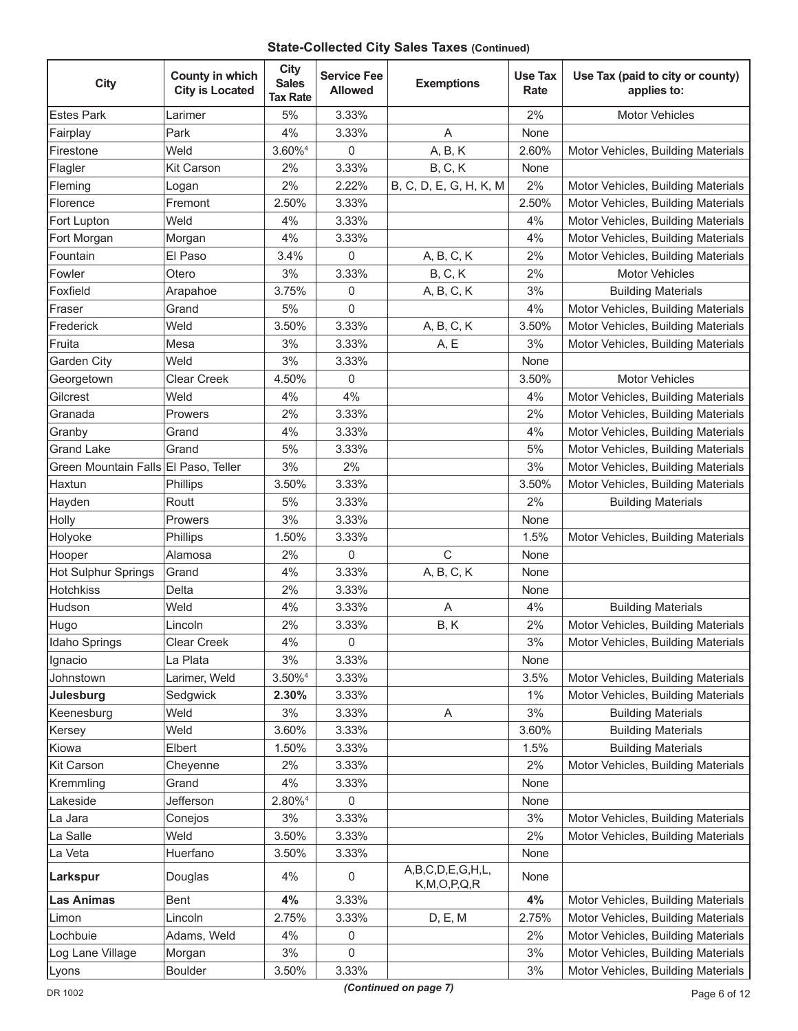**State-Collected City Sales Taxes (Continued)**

| City | County in which City is Located | City Sales Tax Rate | Service Fee Allowed | Exemptions | Use Tax Rate | Use Tax (paid to city or county) applies to: |
|---|---|---|---|---|---|---|
| Estes Park | Larimer | 5% | 3.33% | | 2% | Motor Vehicles |
| Fairplay | Park | 4% | 3.33% | A | None | |
| Firestone | Weld | 3.60%[4] | 0 | A, B, K | 2.60% | Motor Vehicles, Building Materials |
| Flagler | Kit Carson | 2% | 3.33% | B, C, K | None | |
| Fleming | Logan | 2% | 2.22% | B, C, D, E, G, H, K, M | 2% | Motor Vehicles, Building Materials |
| Florence | Fremont | 2.50% | 3.33% | | 2.50% | Motor Vehicles, Building Materials |
| Fort Lupton | Weld | 4% | 3.33% | | 4% | Motor Vehicles, Building Materials |
| Fort Morgan | Morgan | 4% | 3.33% | | 4% | Motor Vehicles, Building Materials |
| Fountain | El Paso | 3.4% | 0 | A, B, C, K | 2% | Motor Vehicles, Building Materials |
| Fowler | Otero | 3% | 3.33% | B, C, K | 2% | Motor Vehicles |
| Foxfield | Arapahoe | 3.75% | 0 | A, B, C, K | 3% | Building Materials |
| Fraser | Grand | 5% | 0 | | 4% | Motor Vehicles, Building Materials |
| Frederick | Weld | 3.50% | 3.33% | A, B, C, K | 3.50% | Motor Vehicles, Building Materials |
| Fruita | Mesa | 3% | 3.33% | A, E | 3% | Motor Vehicles, Building Materials |
| Garden City | Weld | 3% | 3.33% | | None | |
| Georgetown | Clear Creek | 4.50% | 0 | | 3.50% | Motor Vehicles |
| Gilcrest | Weld | 4% | 4% | | 4% | Motor Vehicles, Building Materials |
| Granada | Prowers | 2% | 3.33% | | 2% | Motor Vehicles, Building Materials |
| Granby | Grand | 4% | 3.33% | | 4% | Motor Vehicles, Building Materials |
| Grand Lake | Grand | 5% | 3.33% | | 5% | Motor Vehicles, Building Materials |
| Green Mountain Falls | El Paso, Teller | 3% | 2% | | 3% | Motor Vehicles, Building Materials |
| Haxtun | Phillips | 3.50% | 3.33% | | 3.50% | Motor Vehicles, Building Materials |
| Hayden | Routt | 5% | 3.33% | | 2% | Building Materials |
| Holly | Prowers | 3% | 3.33% | | None | |
| Holyoke | Phillips | 1.50% | 3.33% | | 1.5% | Motor Vehicles, Building Materials |
| Hooper | Alamosa | 2% | 0 | C | None | |
| Hot Sulphur Springs | Grand | 4% | 3.33% | A, B, C, K | None | |
| Hotchkiss | Delta | 2% | 3.33% | | None | |
| Hudson | Weld | 4% | 3.33% | A | 4% | Building Materials |
| Hugo | Lincoln | 2% | 3.33% | B, K | 2% | Motor Vehicles, Building Materials |
| Idaho Springs | Clear Creek | 4% | 0 | | 3% | Motor Vehicles, Building Materials |
| Ignacio | La Plata | 3% | 3.33% | | None | |
| Johnstown | Larimer, Weld | 3.50%[4] | 3.33% | | 3.5% | Motor Vehicles, Building Materials |
| **Julesburg** | Sedgwick | **2.30%** | 3.33% | | 1% | Motor Vehicles, Building Materials |
| Keenesburg | Weld | 3% | 3.33% | A | 3% | Building Materials |
| Kersey | Weld | 3.60% | 3.33% | | 3.60% | Building Materials |
| Kiowa | Elbert | 1.50% | 3.33% | | 1.5% | Building Materials |
| Kit Carson | Cheyenne | 2% | 3.33% | | 2% | Motor Vehicles, Building Materials |
| Kremmling | Grand | 4% | 3.33% | | None | |
| Lakeside | Jefferson | 2.80%[4] | 0 | | None | |
| La Jara | Conejos | 3% | 3.33% | | 3% | Motor Vehicles, Building Materials |
| La Salle | Weld | 3.50% | 3.33% | | 2% | Motor Vehicles, Building Materials |
| La Veta | Huerfano | 3.50% | 3.33% | | None | |
| **Larkspur** | Douglas | 4% | 0 | A,B,C,D,E,G,H,L, K,M,O,P,Q,R | None | |
| **Las Animas** | Bent | **4%** | 3.33% | | **4%** | Motor Vehicles, Building Materials |
| Limon | Lincoln | 2.75% | 3.33% | D, E, M | 2.75% | Motor Vehicles, Building Materials |
| Lochbuie | Adams, Weld | 4% | 0 | | 2% | Motor Vehicles, Building Materials |
| Log Lane Village | Morgan | 3% | 0 | | 3% | Motor Vehicles, Building Materials |
| Lyons | Boulder | 3.50% | 3.33% | | 3% | Motor Vehicles, Building Materials |

DR 1002

*(Continued on page 7)*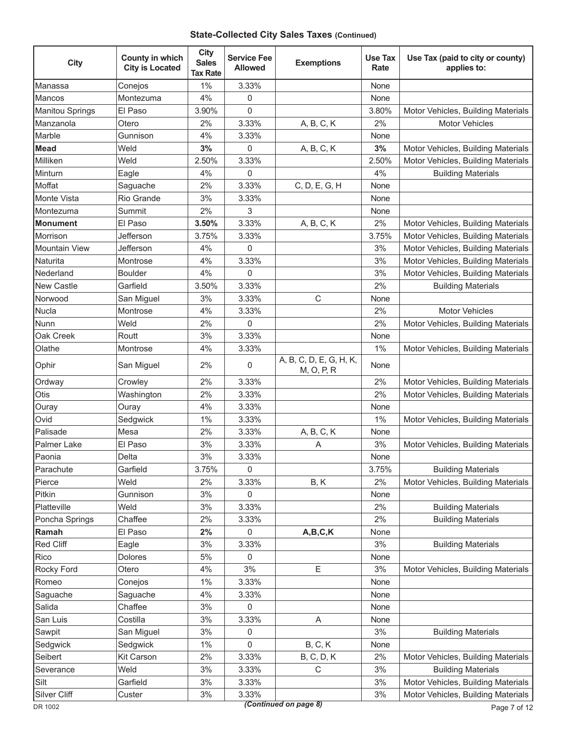**State-Collected City Sales Taxes (Continued)**

| City | County in which City is Located | City Sales Tax Rate | Service Fee Allowed | Exemptions | Use Tax Rate | Use Tax (paid to city or county) applies to: |
|---|---|---|---|---|---|---|
| Manassa | Conejos | 1% | 3.33% | | None | |
| Mancos | Montezuma | 4% | 0 | | None | |
| Manitou Springs | El Paso | 3.90% | 0 | | 3.80% | Motor Vehicles, Building Materials |
| Manzanola | Otero | 2% | 3.33% | A, B, C, K | 2% | Motor Vehicles |
| Marble | Gunnison | 4% | 3.33% | | None | |
| **Mead** | Weld | **3%** | 0 | A, B, C, K | **3%** | Motor Vehicles, Building Materials |
| Milliken | Weld | 2.50% | 3.33% | | 2.50% | Motor Vehicles, Building Materials |
| Minturn | Eagle | 4% | 0 | | 4% | Building Materials |
| Moffat | Saguache | 2% | 3.33% | C, D, E, G, H | None | |
| Monte Vista | Rio Grande | 3% | 3.33% | | None | |
| Montezuma | Summit | 2% | 3 | | None | |
| **Monument** | El Paso | **3.50%** | 3.33% | A, B, C, K | 2% | Motor Vehicles, Building Materials |
| Morrison | Jefferson | 3.75% | 3.33% | | 3.75% | Motor Vehicles, Building Materials |
| Mountain View | Jefferson | 4% | 0 | | 3% | Motor Vehicles, Building Materials |
| Naturita | Montrose | 4% | 3.33% | | 3% | Motor Vehicles, Building Materials |
| Nederland | Boulder | 4% | 0 | | 3% | Motor Vehicles, Building Materials |
| New Castle | Garfield | 3.50% | 3.33% | | 2% | Building Materials |
| Norwood | San Miguel | 3% | 3.33% | C | None | |
| Nucla | Montrose | 4% | 3.33% | | 2% | Motor Vehicles |
| Nunn | Weld | 2% | 0 | | 2% | Motor Vehicles, Building Materials |
| Oak Creek | Routt | 3% | 3.33% | | None | |
| Olathe | Montrose | 4% | 3.33% | | 1% | Motor Vehicles, Building Materials |
| Ophir | San Miguel | 2% | 0 | A, B, C, D, E, G, H, K, M, O, P, R | None | |
| Ordway | Crowley | 2% | 3.33% | | 2% | Motor Vehicles, Building Materials |
| Otis | Washington | 2% | 3.33% | | 2% | Motor Vehicles, Building Materials |
| Ouray | Ouray | 4% | 3.33% | | None | |
| Ovid | Sedgwick | 1% | 3.33% | | 1% | Motor Vehicles, Building Materials |
| Palisade | Mesa | 2% | 3.33% | A, B, C, K | None | |
| Palmer Lake | El Paso | 3% | 3.33% | A | 3% | Motor Vehicles, Building Materials |
| Paonia | Delta | 3% | 3.33% | | None | |
| Parachute | Garfield | 3.75% | 0 | | 3.75% | Building Materials |
| Pierce | Weld | 2% | 3.33% | B, K | 2% | Motor Vehicles, Building Materials |
| Pitkin | Gunnison | 3% | 0 | | None | |
| Platteville | Weld | 3% | 3.33% | | 2% | Building Materials |
| Poncha Springs | Chaffee | 2% | 3.33% | | 2% | Building Materials |
| **Ramah** | El Paso | **2%** | 0 | **A,B,C,K** | None | |
| Red Cliff | Eagle | 3% | 3.33% | | 3% | Building Materials |
| Rico | Dolores | 5% | 0 | | None | |
| Rocky Ford | Otero | 4% | 3% | E | 3% | Motor Vehicles, Building Materials |
| Romeo | Conejos | 1% | 3.33% | | None | |
| Saguache | Saguache | 4% | 3.33% | | None | |
| Salida | Chaffee | 3% | 0 | | None | |
| San Luis | Costilla | 3% | 3.33% | A | None | |
| Sawpit | San Miguel | 3% | 0 | | 3% | Building Materials |
| Sedgwick | Sedgwick | 1% | 0 | B, C, K | None | |
| Seibert | Kit Carson | 2% | 3.33% | B, C, D, K | 2% | Motor Vehicles, Building Materials |
| Severance | Weld | 3% | 3.33% | C | 3% | Building Materials |
| Silt | Garfield | 3% | 3.33% | | 3% | Motor Vehicles, Building Materials |
| Silver Cliff | Custer | 3% | 3.33% | | 3% | Motor Vehicles, Building Materials |

*(Continued on page 8)*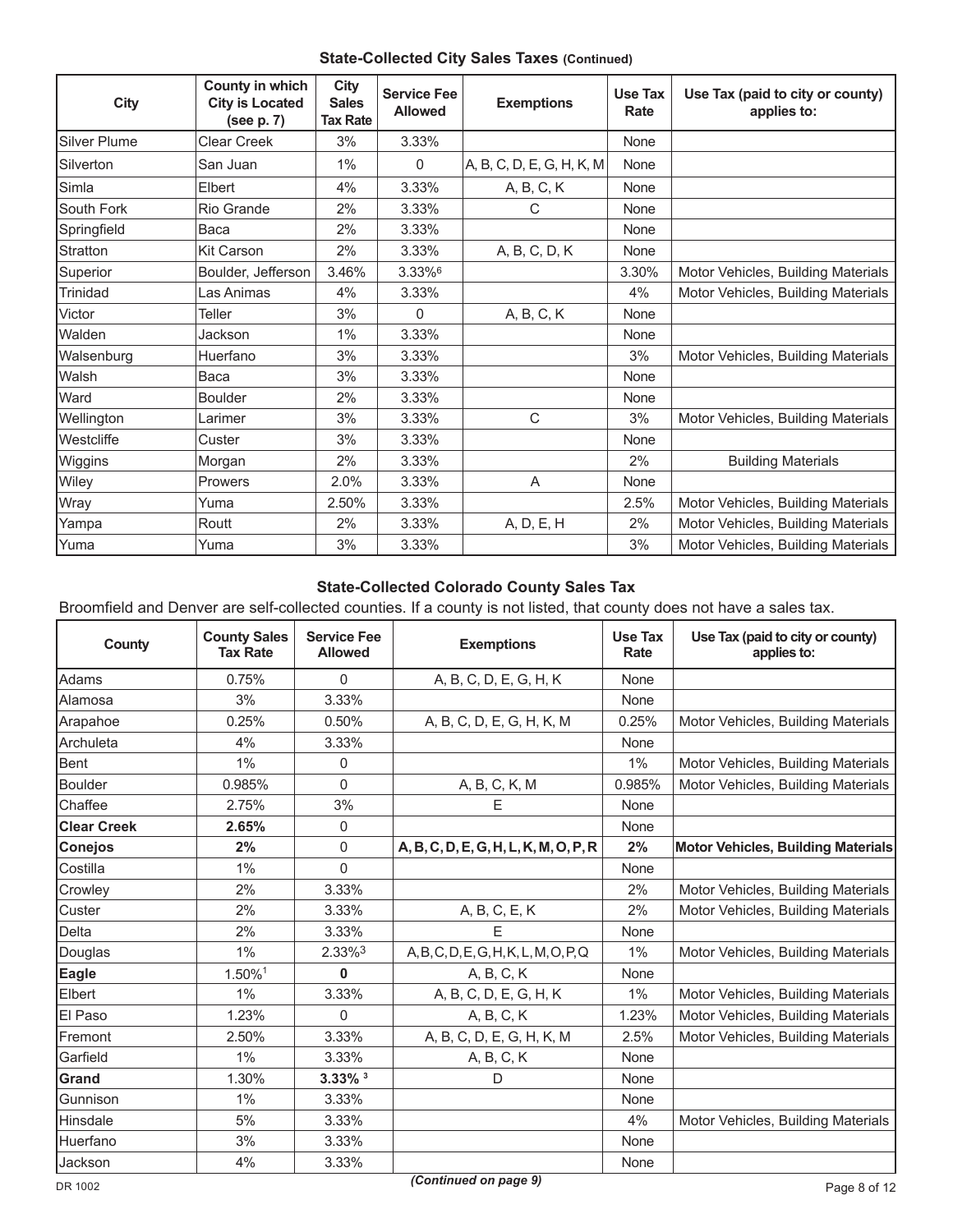### State-Collected City Sales Taxes (Continued)

| City | County in which City is Located (see p. 7) | City Sales Tax Rate | Service Fee Allowed | Exemptions | Use Tax Rate | Use Tax (paid to city or county) applies to: |
|---|---|---|---|---|---|---|
| Silver Plume | Clear Creek | 3% | 3.33% | | None | |
| Silverton | San Juan | 1% | 0 | A, B, C, D, E, G, H, K, M | None | |
| Simla | Elbert | 4% | 3.33% | A, B, C, K | None | |
| South Fork | Rio Grande | 2% | 3.33% | C | None | |
| Springfield | Baca | 2% | 3.33% | | None | |
| Stratton | Kit Carson | 2% | 3.33% | A, B, C, D, K | None | |
| Superior | Boulder, Jefferson | 3.46% | 3.33%[6] | | 3.30% | Motor Vehicles, Building Materials |
| Trinidad | Las Animas | 4% | 3.33% | | 4% | Motor Vehicles, Building Materials |
| Victor | Teller | 3% | 0 | A, B, C, K | None | |
| Walden | Jackson | 1% | 3.33% | | None | |
| Walsenburg | Huerfano | 3% | 3.33% | | 3% | Motor Vehicles, Building Materials |
| Walsh | Baca | 3% | 3.33% | | None | |
| Ward | Boulder | 2% | 3.33% | | None | |
| Wellington | Larimer | 3% | 3.33% | C | 3% | Motor Vehicles, Building Materials |
| Westcliffe | Custer | 3% | 3.33% | | None | |
| Wiggins | Morgan | 2% | 3.33% | | 2% | Building Materials |
| Wiley | Prowers | 2.0% | 3.33% | A | None | |
| Wray | Yuma | 2.50% | 3.33% | | 2.5% | Motor Vehicles, Building Materials |
| Yampa | Routt | 2% | 3.33% | A, D, E, H | 2% | Motor Vehicles, Building Materials |
| Yuma | Yuma | 3% | 3.33% | | 3% | Motor Vehicles, Building Materials |

### State-Collected Colorado County Sales Tax

Broomfield and Denver are self-collected counties. If a county is not listed, that county does not have a sales tax.

| County | County Sales Tax Rate | Service Fee Allowed | Exemptions | Use Tax Rate | Use Tax (paid to city or county) applies to: |
|---|---|---|---|---|---|
| Adams | 0.75% | 0 | A, B, C, D, E, G, H, K | None | |
| Alamosa | 3% | 3.33% | | None | |
| Arapahoe | 0.25% | 0.50% | A, B, C, D, E, G, H, K, M | 0.25% | Motor Vehicles, Building Materials |
| Archuleta | 4% | 3.33% | | None | |
| Bent | 1% | 0 | | 1% | Motor Vehicles, Building Materials |
| Boulder | 0.985% | 0 | A, B, C, K, M | 0.985% | Motor Vehicles, Building Materials |
| Chaffee | 2.75% | 3% | E | None | |
| **Clear Creek** | **2.65%** | 0 | | None | |
| **Conejos** | **2%** | 0 | **A, B, C, D, E, G, H, L, K, M, O, P, R** | **2%** | **Motor Vehicles, Building Materials** |
| Costilla | 1% | 0 | | None | |
| Crowley | 2% | 3.33% | | 2% | Motor Vehicles, Building Materials |
| Custer | 2% | 3.33% | A, B, C, E, K | 2% | Motor Vehicles, Building Materials |
| Delta | 2% | 3.33% | E | None | |
| Douglas | 1% | 2.33%[3] | A, B, C, D, E, G, H, K, L, M, O, P, Q | 1% | Motor Vehicles, Building Materials |
| **Eagle** | 1.50%[1] | **0** | A, B, C, K | None | |
| Elbert | 1% | 3.33% | A, B, C, D, E, G, H, K | 1% | Motor Vehicles, Building Materials |
| El Paso | 1.23% | 0 | A, B, C, K | 1.23% | Motor Vehicles, Building Materials |
| Fremont | 2.50% | 3.33% | A, B, C, D, E, G, H, K, M | 2.5% | Motor Vehicles, Building Materials |
| Garfield | 1% | 3.33% | A, B, C, K | None | |
| **Grand** | 1.30% | **3.33%** [3] | D | None | |
| Gunnison | 1% | 3.33% | | None | |
| Hinsdale | 5% | 3.33% | | 4% | Motor Vehicles, Building Materials |
| Huerfano | 3% | 3.33% | | None | |
| Jackson | 4% | 3.33% | | None | |

*(Continued on page 9)*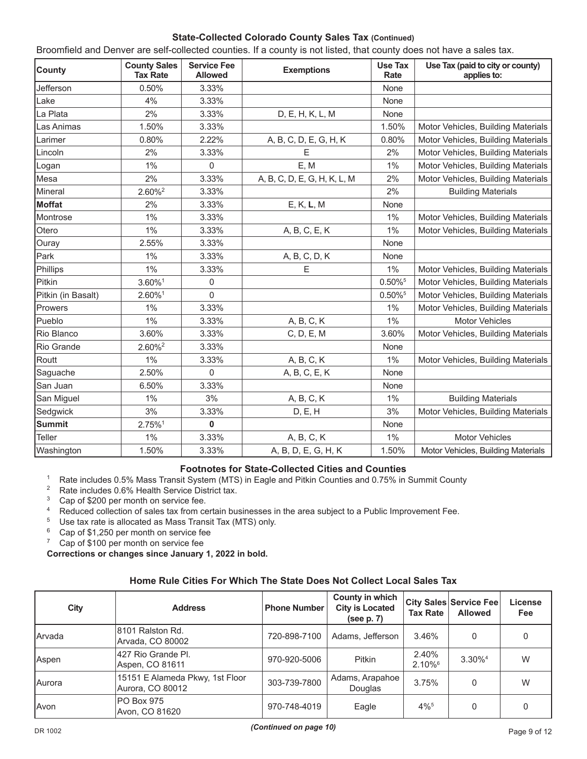### State-Collected Colorado County Sales Tax (Continued)

Broomfield and Denver are self-collected counties. If a county is not listed, that county does not have a sales tax.

| County | County Sales Tax Rate | Service Fee Allowed | Exemptions | Use Tax Rate | Use Tax (paid to city or county) applies to: |
|---|---|---|---|---|---|
| Jefferson | 0.50% | 3.33% | | None | |
| Lake | 4% | 3.33% | | None | |
| La Plata | 2% | 3.33% | D, E, H, K, L, M | None | |
| Las Animas | 1.50% | 3.33% | | 1.50% | Motor Vehicles, Building Materials |
| Larimer | 0.80% | 2.22% | A, B, C, D, E, G, H, K | 0.80% | Motor Vehicles, Building Materials |
| Lincoln | 2% | 3.33% | E | 2% | Motor Vehicles, Building Materials |
| Logan | 1% | 0 | E, M | 1% | Motor Vehicles, Building Materials |
| Mesa | 2% | 3.33% | A, B, C, D, E, G, H, K, L, M | 2% | Motor Vehicles, Building Materials |
| Mineral | 2.60%[2] | 3.33% | | 2% | Building Materials |
| **Moffat** | 2% | 3.33% | E, K, **L**, M | None | |
| Montrose | 1% | 3.33% | | 1% | Motor Vehicles, Building Materials |
| Otero | 1% | 3.33% | A, B, C, E, K | 1% | Motor Vehicles, Building Materials |
| Ouray | 2.55% | 3.33% | | None | |
| Park | 1% | 3.33% | A, B, C, D, K | None | |
| Phillips | 1% | 3.33% | E | 1% | Motor Vehicles, Building Materials |
| Pitkin | 3.60%[1] | 0 | | 0.50%[5] | Motor Vehicles, Building Materials |
| Pitkin (in Basalt) | 2.60%[1] | 0 | | 0.50%[5] | Motor Vehicles, Building Materials |
| Prowers | 1% | 3.33% | | 1% | Motor Vehicles, Building Materials |
| Pueblo | 1% | 3.33% | A, B, C, K | 1% | Motor Vehicles |
| Rio Blanco | 3.60% | 3.33% | C, D, E, M | 3.60% | Motor Vehicles, Building Materials |
| Rio Grande | 2.60%[2] | 3.33% | | None | |
| Routt | 1% | 3.33% | A, B, C, K | 1% | Motor Vehicles, Building Materials |
| Saguache | 2.50% | 0 | A, B, C, E, K | None | |
| San Juan | 6.50% | 3.33% | | None | |
| San Miguel | 1% | 3% | A, B, C, K | 1% | Building Materials |
| Sedgwick | 3% | 3.33% | D, E, H | 3% | Motor Vehicles, Building Materials |
| **Summit** | 2.75%[1] | **0** | | None | |
| Teller | 1% | 3.33% | A, B, C, K | 1% | Motor Vehicles |
| Washington | 1.50% | 3.33% | A, B, D, E, G, H, K | 1.50% | Motor Vehicles, Building Materials |

#### Footnotes for State-Collected Cities and Counties

1. Rate includes 0.5% Mass Transit System (MTS) in Eagle and Pitkin Counties and 0.75% in Summit County
2. Rate includes 0.6% Health Service District tax.
3. Cap of $200 per month on service fee.
4. Reduced collection of sales tax from certain businesses in the area subject to a Public Improvement Fee.
5. Use tax rate is allocated as Mass Transit Tax (MTS) only.
6. Cap of $1,250 per month on service fee
7. Cap of $100 per month on service fee

**Corrections or changes since January 1, 2022 in bold.**

### Home Rule Cities For Which The State Does Not Collect Local Sales Tax

| City | Address | Phone Number | County in which City is Located (see p. 7) | City Sales Tax Rate | Service Fee Allowed | License Fee |
|---|---|---|---|---|---|---|
| Arvada | 8101 Ralston Rd. Arvada, CO 80002 | 720-898-7100 | Adams, Jefferson | 3.46% | 0 | 0 |
| Aspen | 427 Rio Grande Pl. Aspen, CO 81611 | 970-920-5006 | Pitkin | 2.40% 2.10%[6] | 3.30%[4] | W |
| Aurora | 15151 E Alameda Pkwy, 1st Floor Aurora, CO 80012 | 303-739-7800 | Adams, Arapahoe Douglas | 3.75% | 0 | W |
| Avon | PO Box 975 Avon, CO 81620 | 970-748-4019 | Eagle | 4%[5] | 0 | 0 |

*(Continued on page 10)*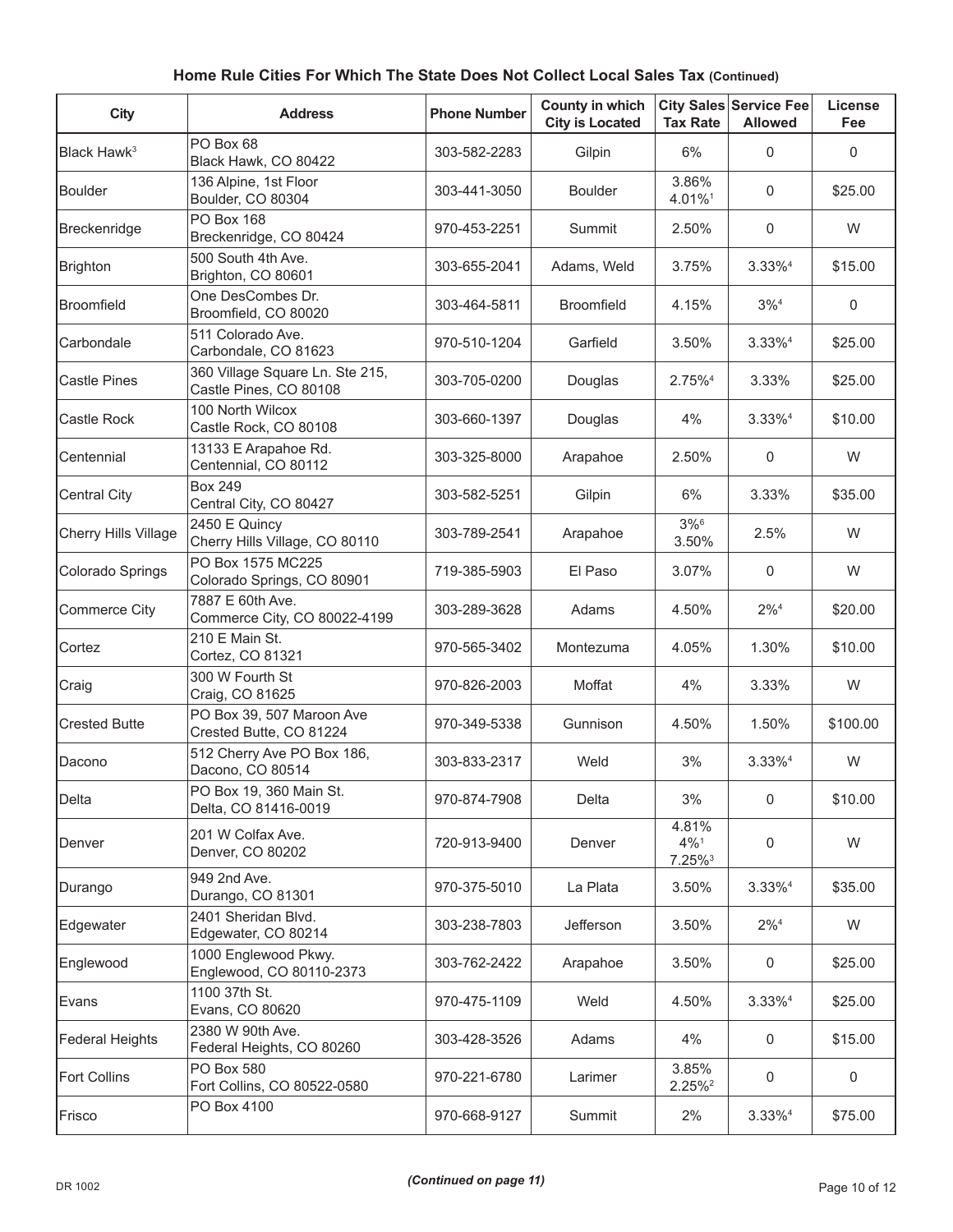## Home Rule Cities For Which The State Does Not Collect Local Sales Tax (Continued)

| City | Address | Phone Number | County in which City is Located | City Sales Tax Rate | Service Fee Allowed | License Fee |
|---|---|---|---|---|---|---|
| Black Hawk[3] | PO Box 68<br>Black Hawk, CO 80422 | 303-582-2283 | Gilpin | 6% | 0 | 0 |
| Boulder | 136 Alpine, 1st Floor<br>Boulder, CO 80304 | 303-441-3050 | Boulder | 3.86%<br>4.01%[1] | 0 | $25.00 |
| Breckenridge | PO Box 168<br>Breckenridge, CO 80424 | 970-453-2251 | Summit | 2.50% | 0 | W |
| Brighton | 500 South 4th Ave.<br>Brighton, CO 80601 | 303-655-2041 | Adams, Weld | 3.75% | 3.33%[4] | $15.00 |
| Broomfield | One DesCombes Dr.<br>Broomfield, CO 80020 | 303-464-5811 | Broomfield | 4.15% | 3%[4] | 0 |
| Carbondale | 511 Colorado Ave.<br>Carbondale, CO 81623 | 970-510-1204 | Garfield | 3.50% | 3.33%[4] | $25.00 |
| Castle Pines | 360 Village Square Ln. Ste 215,<br>Castle Pines, CO 80108 | 303-705-0200 | Douglas | 2.75%[4] | 3.33% | $25.00 |
| Castle Rock | 100 North Wilcox<br>Castle Rock, CO 80108 | 303-660-1397 | Douglas | 4% | 3.33%[4] | $10.00 |
| Centennial | 13133 E Arapahoe Rd.<br>Centennial, CO 80112 | 303-325-8000 | Arapahoe | 2.50% | 0 | W |
| Central City | Box 249<br>Central City, CO 80427 | 303-582-5251 | Gilpin | 6% | 3.33% | $35.00 |
| Cherry Hills Village | 2450 E Quincy<br>Cherry Hills Village, CO 80110 | 303-789-2541 | Arapahoe | 3%[6]<br>3.50% | 2.5% | W |
| Colorado Springs | PO Box 1575 MC225<br>Colorado Springs, CO 80901 | 719-385-5903 | El Paso | 3.07% | 0 | W |
| Commerce City | 7887 E 60th Ave.<br>Commerce City, CO 80022-4199 | 303-289-3628 | Adams | 4.50% | 2%[4] | $20.00 |
| Cortez | 210 E Main St.<br>Cortez, CO 81321 | 970-565-3402 | Montezuma | 4.05% | 1.30% | $10.00 |
| Craig | 300 W Fourth St<br>Craig, CO 81625 | 970-826-2003 | Moffat | 4% | 3.33% | W |
| Crested Butte | PO Box 39, 507 Maroon Ave<br>Crested Butte, CO 81224 | 970-349-5338 | Gunnison | 4.50% | 1.50% | $100.00 |
| Dacono | 512 Cherry Ave PO Box 186,<br>Dacono, CO 80514 | 303-833-2317 | Weld | 3% | 3.33%[4] | W |
| Delta | PO Box 19, 360 Main St.<br>Delta, CO 81416-0019 | 970-874-7908 | Delta | 3% | 0 | $10.00 |
| Denver | 201 W Colfax Ave.<br>Denver, CO 80202 | 720-913-9400 | Denver | 4.81%<br>4%[1]<br>7.25%[3] | 0 | W |
| Durango | 949 2nd Ave.<br>Durango, CO 81301 | 970-375-5010 | La Plata | 3.50% | 3.33%[4] | $35.00 |
| Edgewater | 2401 Sheridan Blvd.<br>Edgewater, CO 80214 | 303-238-7803 | Jefferson | 3.50% | 2%[4] | W |
| Englewood | 1000 Englewood Pkwy.<br>Englewood, CO 80110-2373 | 303-762-2422 | Arapahoe | 3.50% | 0 | $25.00 |
| Evans | 1100 37th St.<br>Evans, CO 80620 | 970-475-1109 | Weld | 4.50% | 3.33%[4] | $25.00 |
| Federal Heights | 2380 W 90th Ave.<br>Federal Heights, CO 80260 | 303-428-3526 | Adams | 4% | 0 | $15.00 |
| Fort Collins | PO Box 580<br>Fort Collins, CO 80522-0580 | 970-221-6780 | Larimer | 3.85%<br>2.25%[2] | 0 | 0 |
| Frisco | PO Box 4100 | 970-668-9127 | Summit | 2% | 3.33%[4] | $75.00 |

*(Continued on page 11)*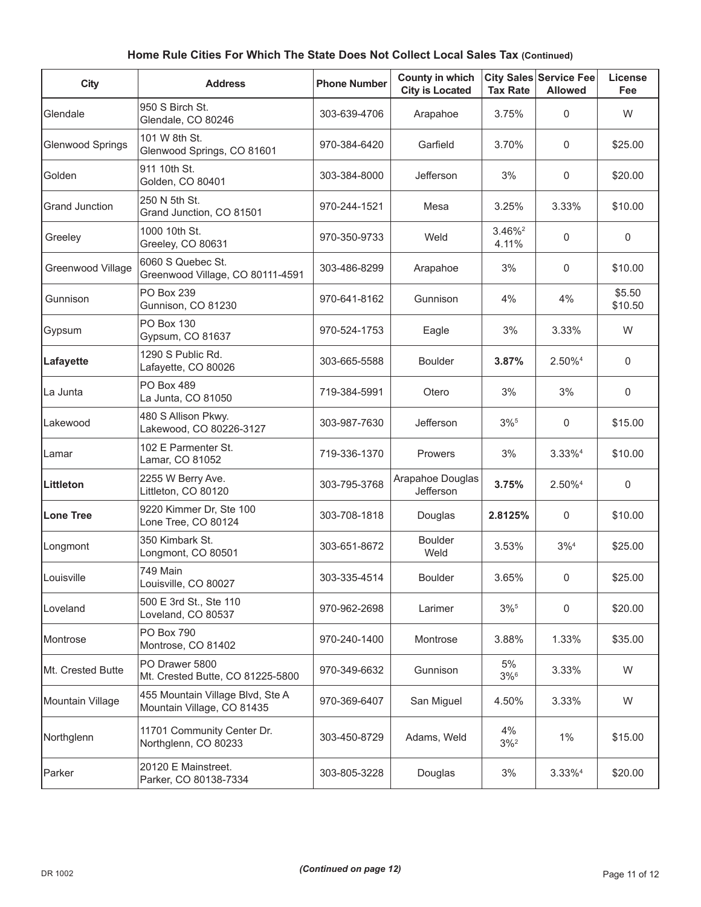**Home Rule Cities For Which The State Does Not Collect Local Sales Tax (Continued)**

| City | Address | Phone Number | County in which City is Located | City Sales Tax Rate | Service Fee Allowed | License Fee |
|---|---|---|---|---|---|---|
| Glendale | 950 S Birch St.<br>Glendale, CO 80246 | 303-639-4706 | Arapahoe | 3.75% | 0 | W |
| Glenwood Springs | 101 W 8th St.<br>Glenwood Springs, CO 81601 | 970-384-6420 | Garfield | 3.70% | 0 | $25.00 |
| Golden | 911 10th St.<br>Golden, CO 80401 | 303-384-8000 | Jefferson | 3% | 0 | $20.00 |
| Grand Junction | 250 N 5th St.<br>Grand Junction, CO 81501 | 970-244-1521 | Mesa | 3.25% | 3.33% | $10.00 |
| Greeley | 1000 10th St.<br>Greeley, CO 80631 | 970-350-9733 | Weld | 3.46%[2]<br>4.11% | 0 | 0 |
| Greenwood Village | 6060 S Quebec St.<br>Greenwood Village, CO 80111-4591 | 303-486-8299 | Arapahoe | 3% | 0 | $10.00 |
| Gunnison | PO Box 239<br>Gunnison, CO 81230 | 970-641-8162 | Gunnison | 4% | 4% | $5.50<br>$10.50 |
| Gypsum | PO Box 130<br>Gypsum, CO 81637 | 970-524-1753 | Eagle | 3% | 3.33% | W |
| **Lafayette** | 1290 S Public Rd.<br>Lafayette, CO 80026 | 303-665-5588 | Boulder | **3.87%** | 2.50%[4] | 0 |
| La Junta | PO Box 489<br>La Junta, CO 81050 | 719-384-5991 | Otero | 3% | 3% | 0 |
| Lakewood | 480 S Allison Pkwy.<br>Lakewood, CO 80226-3127 | 303-987-7630 | Jefferson | 3%[5] | 0 | $15.00 |
| Lamar | 102 E Parmenter St.<br>Lamar, CO 81052 | 719-336-1370 | Prowers | 3% | 3.33%[4] | $10.00 |
| **Littleton** | 2255 W Berry Ave.<br>Littleton, CO 80120 | 303-795-3768 | Arapahoe Douglas Jefferson | **3.75%** | 2.50%[4] | 0 |
| **Lone Tree** | 9220 Kimmer Dr, Ste 100<br>Lone Tree, CO 80124 | 303-708-1818 | Douglas | **2.8125%** | 0 | $10.00 |
| Longmont | 350 Kimbark St.<br>Longmont, CO 80501 | 303-651-8672 | Boulder<br>Weld | 3.53% | 3%[4] | $25.00 |
| Louisville | 749 Main<br>Louisville, CO 80027 | 303-335-4514 | Boulder | 3.65% | 0 | $25.00 |
| Loveland | 500 E 3rd St., Ste 110<br>Loveland, CO 80537 | 970-962-2698 | Larimer | 3%[5] | 0 | $20.00 |
| Montrose | PO Box 790<br>Montrose, CO 81402 | 970-240-1400 | Montrose | 3.88% | 1.33% | $35.00 |
| Mt. Crested Butte | PO Drawer 5800<br>Mt. Crested Butte, CO 81225-5800 | 970-349-6632 | Gunnison | 5%<br>3%[6] | 3.33% | W |
| Mountain Village | 455 Mountain Village Blvd, Ste A<br>Mountain Village, CO 81435 | 970-369-6407 | San Miguel | 4.50% | 3.33% | W |
| Northglenn | 11701 Community Center Dr.<br>Northglenn, CO 80233 | 303-450-8729 | Adams, Weld | 4%<br>3%[2] | 1% | $15.00 |
| Parker | 20120 E Mainstreet.<br>Parker, CO 80138-7334 | 303-805-3228 | Douglas | 3% | 3.33%[4] | $20.00 |

*(Continued on page 12)*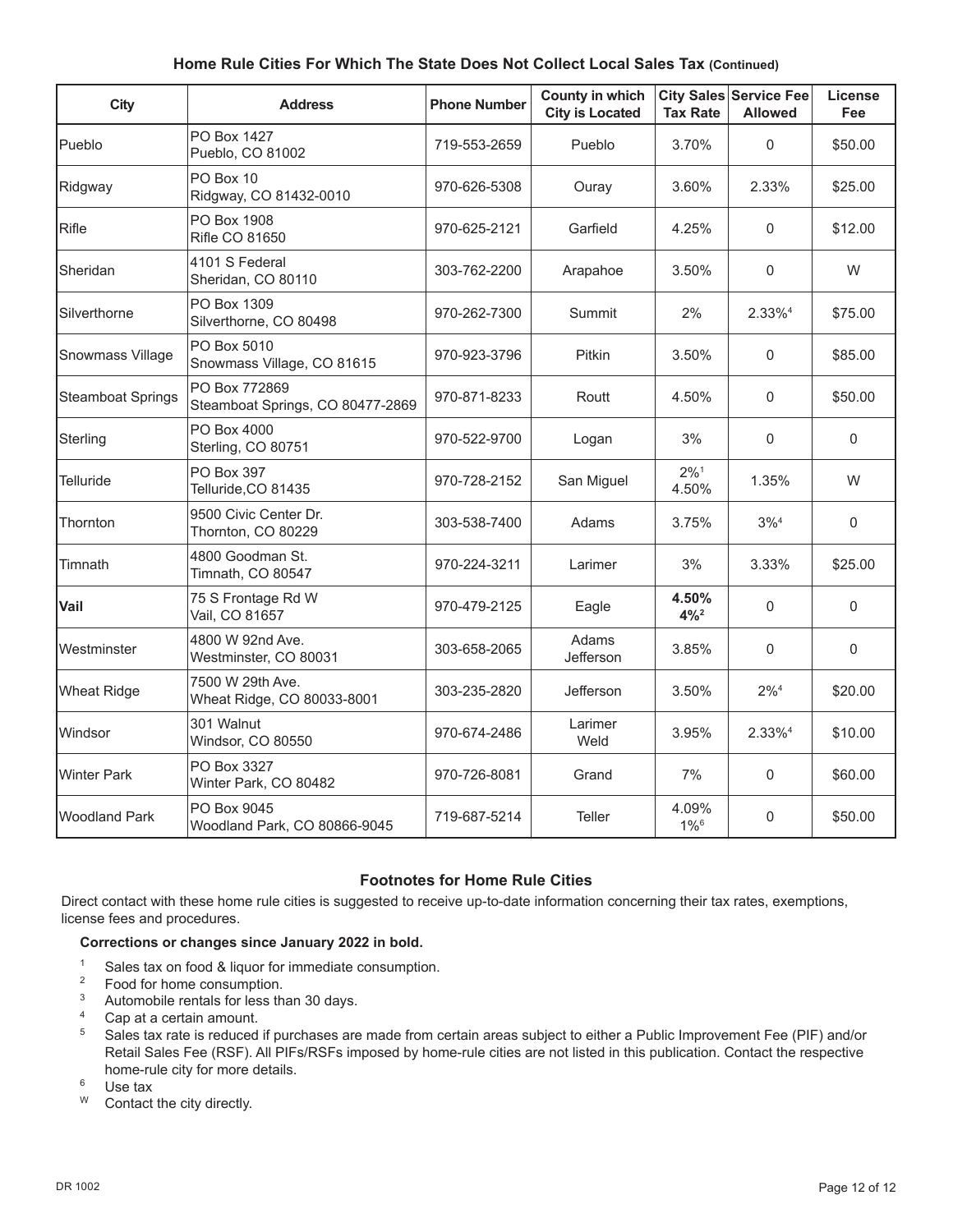## Home Rule Cities For Which The State Does Not Collect Local Sales Tax (Continued)

| City | Address | Phone Number | County in which City is Located | City Sales Tax Rate | Service Fee Allowed | License Fee |
|---|---|---|---|---|---|---|
| Pueblo | PO Box 1427<br>Pueblo, CO 81002 | 719-553-2659 | Pueblo | 3.70% | 0 | $50.00 |
| Ridgway | PO Box 10<br>Ridgway, CO 81432-0010 | 970-626-5308 | Ouray | 3.60% | 2.33% | $25.00 |
| Rifle | PO Box 1908<br>Rifle CO 81650 | 970-625-2121 | Garfield | 4.25% | 0 | $12.00 |
| Sheridan | 4101 S Federal<br>Sheridan, CO 80110 | 303-762-2200 | Arapahoe | 3.50% | 0 | W |
| Silverthorne | PO Box 1309<br>Silverthorne, CO 80498 | 970-262-7300 | Summit | 2% | 2.33%[4] | $75.00 |
| Snowmass Village | PO Box 5010<br>Snowmass Village, CO 81615 | 970-923-3796 | Pitkin | 3.50% | 0 | $85.00 |
| Steamboat Springs | PO Box 772869<br>Steamboat Springs, CO 80477-2869 | 970-871-8233 | Routt | 4.50% | 0 | $50.00 |
| Sterling | PO Box 4000<br>Sterling, CO 80751 | 970-522-9700 | Logan | 3% | 0 | 0 |
| Telluride | PO Box 397<br>Telluride,CO 81435 | 970-728-2152 | San Miguel | 2%[1]<br>4.50% | 1.35% | W |
| Thornton | 9500 Civic Center Dr.<br>Thornton, CO 80229 | 303-538-7400 | Adams | 3.75% | 3%[4] | 0 |
| Timnath | 4800 Goodman St.<br>Timnath, CO 80547 | 970-224-3211 | Larimer | 3% | 3.33% | $25.00 |
| **Vail** | 75 S Frontage Rd W<br>Vail, CO 81657 | 970-479-2125 | Eagle | **4.50%**<br>**4%[2]** | 0 | 0 |
| Westminster | 4800 W 92nd Ave.<br>Westminster, CO 80031 | 303-658-2065 | Adams<br>Jefferson | 3.85% | 0 | 0 |
| Wheat Ridge | 7500 W 29th Ave.<br>Wheat Ridge, CO 80033-8001 | 303-235-2820 | Jefferson | 3.50% | 2%[4] | $20.00 |
| Windsor | 301 Walnut<br>Windsor, CO 80550 | 970-674-2486 | Larimer<br>Weld | 3.95% | 2.33%[4] | $10.00 |
| Winter Park | PO Box 3327<br>Winter Park, CO 80482 | 970-726-8081 | Grand | 7% | 0 | $60.00 |
| Woodland Park | PO Box 9045<br>Woodland Park, CO 80866-9045 | 719-687-5214 | Teller | 4.09%<br>1%[6] | 0 | $50.00 |

### Footnotes for Home Rule Cities

Direct contact with these home rule cities is suggested to receive up-to-date information concerning their tax rates, exemptions, license fees and procedures.

**Corrections or changes since January 2022 in bold.**

1. Sales tax on food & liquor for immediate consumption.
2. Food for home consumption.
3. Automobile rentals for less than 30 days.
4. Cap at a certain amount.
5. Sales tax rate is reduced if purchases are made from certain areas subject to either a Public Improvement Fee (PIF) and/or Retail Sales Fee (RSF). All PIFs/RSFs imposed by home-rule cities are not listed in this publication. Contact the respective home-rule city for more details.
6. Use tax

W Contact the city directly.